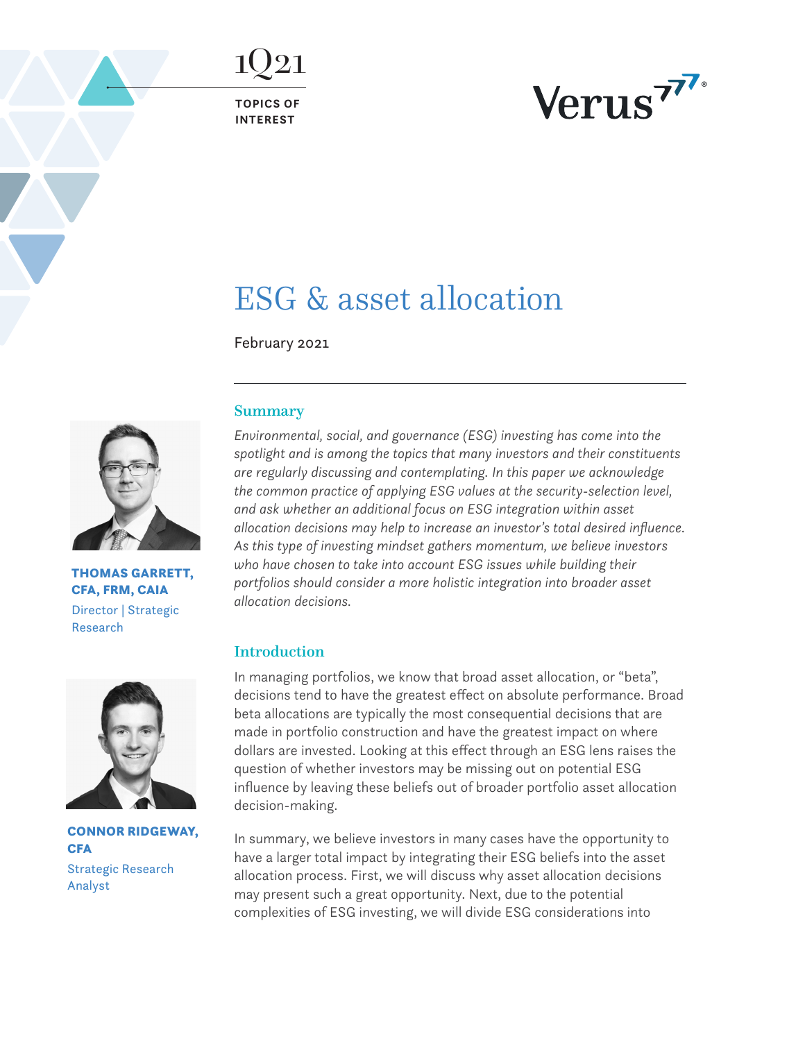1Q21

TOPICS OF INTEREST

Verus

# ESG & asset allocation

February 2021

**THOMAS GARRETT, CFA, FRM, CAIA**
Director | Strategic Research

**CONNOR RIDGEWAY, CFA**
Strategic Research Analyst

## Summary

*Environmental, social, and governance (ESG) investing has come into the spotlight and is among the topics that many investors and their constituents are regularly discussing and contemplating. In this paper we acknowledge the common practice of applying ESG values at the security-selection level, and ask whether an additional focus on ESG integration within asset allocation decisions may help to increase an investor's total desired influence. As this type of investing mindset gathers momentum, we believe investors who have chosen to take into account ESG issues while building their portfolios should consider a more holistic integration into broader asset allocation decisions.*

## Introduction

In managing portfolios, we know that broad asset allocation, or "beta", decisions tend to have the greatest effect on absolute performance. Broad beta allocations are typically the most consequential decisions that are made in portfolio construction and have the greatest impact on where dollars are invested. Looking at this effect through an ESG lens raises the question of whether investors may be missing out on potential ESG influence by leaving these beliefs out of broader portfolio asset allocation decision-making.

In summary, we believe investors in many cases have the opportunity to have a larger total impact by integrating their ESG beliefs into the asset allocation process. First, we will discuss why asset allocation decisions may present such a great opportunity. Next, due to the potential complexities of ESG investing, we will divide ESG considerations into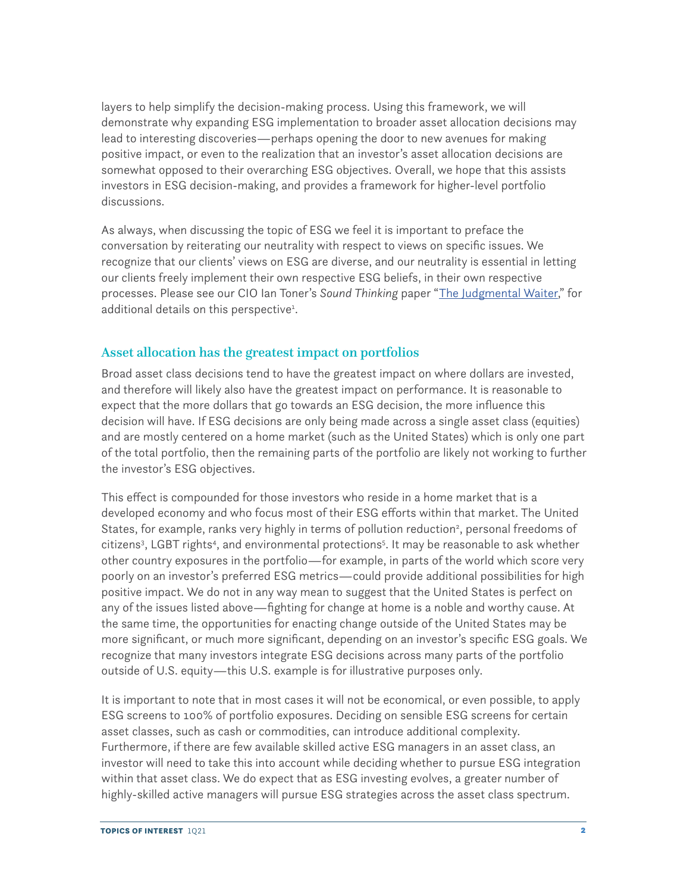layers to help simplify the decision-making process. Using this framework, we will demonstrate why expanding ESG implementation to broader asset allocation decisions may lead to interesting discoveries—perhaps opening the door to new avenues for making positive impact, or even to the realization that an investor's asset allocation decisions are somewhat opposed to their overarching ESG objectives. Overall, we hope that this assists investors in ESG decision-making, and provides a framework for higher-level portfolio discussions.

As always, when discussing the topic of ESG we feel it is important to preface the conversation by reiterating our neutrality with respect to views on specific issues. We recognize that our clients' views on ESG are diverse, and our neutrality is essential in letting our clients freely implement their own respective ESG beliefs, in their own respective processes. Please see our CIO Ian Toner's *Sound Thinking* paper "The Judgmental Waiter," for additional details on this perspective[1].

## Asset allocation has the greatest impact on portfolios

Broad asset class decisions tend to have the greatest impact on where dollars are invested, and therefore will likely also have the greatest impact on performance. It is reasonable to expect that the more dollars that go towards an ESG decision, the more influence this decision will have. If ESG decisions are only being made across a single asset class (equities) and are mostly centered on a home market (such as the United States) which is only one part of the total portfolio, then the remaining parts of the portfolio are likely not working to further the investor's ESG objectives.

This effect is compounded for those investors who reside in a home market that is a developed economy and who focus most of their ESG efforts within that market. The United States, for example, ranks very highly in terms of pollution reduction[2], personal freedoms of citizens[3], LGBT rights[4], and environmental protections[5]. It may be reasonable to ask whether other country exposures in the portfolio—for example, in parts of the world which score very poorly on an investor's preferred ESG metrics—could provide additional possibilities for high positive impact. We do not in any way mean to suggest that the United States is perfect on any of the issues listed above—fighting for change at home is a noble and worthy cause. At the same time, the opportunities for enacting change outside of the United States may be more significant, or much more significant, depending on an investor's specific ESG goals. We recognize that many investors integrate ESG decisions across many parts of the portfolio outside of U.S. equity—this U.S. example is for illustrative purposes only.

It is important to note that in most cases it will not be economical, or even possible, to apply ESG screens to 100% of portfolio exposures. Deciding on sensible ESG screens for certain asset classes, such as cash or commodities, can introduce additional complexity. Furthermore, if there are few available skilled active ESG managers in an asset class, an investor will need to take this into account while deciding whether to pursue ESG integration within that asset class. We do expect that as ESG investing evolves, a greater number of highly-skilled active managers will pursue ESG strategies across the asset class spectrum.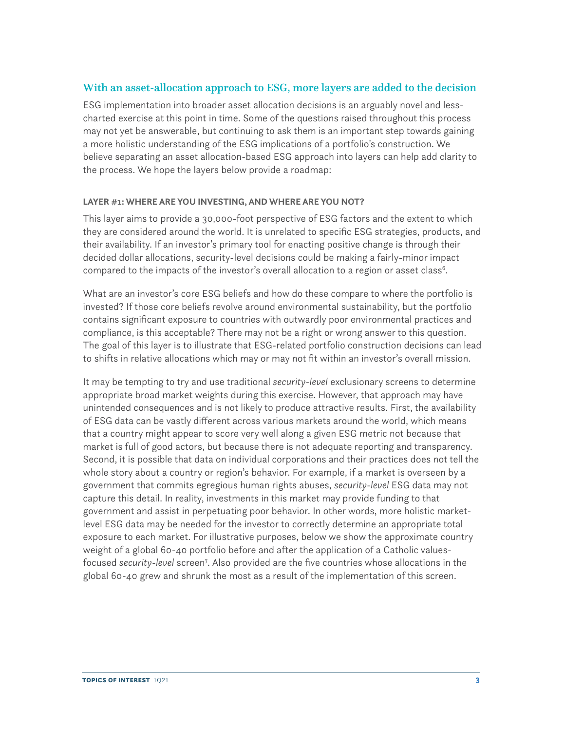## With an asset-allocation approach to ESG, more layers are added to the decision

ESG implementation into broader asset allocation decisions is an arguably novel and less-charted exercise at this point in time. Some of the questions raised throughout this process may not yet be answerable, but continuing to ask them is an important step towards gaining a more holistic understanding of the ESG implications of a portfolio's construction. We believe separating an asset allocation-based ESG approach into layers can help add clarity to the process. We hope the layers below provide a roadmap:

### LAYER #1: WHERE ARE YOU INVESTING, AND WHERE ARE YOU NOT?

This layer aims to provide a 30,000-foot perspective of ESG factors and the extent to which they are considered around the world. It is unrelated to specific ESG strategies, products, and their availability. If an investor's primary tool for enacting positive change is through their decided dollar allocations, security-level decisions could be making a fairly-minor impact compared to the impacts of the investor's overall allocation to a region or asset class[6].

What are an investor's core ESG beliefs and how do these compare to where the portfolio is invested? If those core beliefs revolve around environmental sustainability, but the portfolio contains significant exposure to countries with outwardly poor environmental practices and compliance, is this acceptable? There may not be a right or wrong answer to this question. The goal of this layer is to illustrate that ESG-related portfolio construction decisions can lead to shifts in relative allocations which may or may not fit within an investor's overall mission.

It may be tempting to try and use traditional *security-level* exclusionary screens to determine appropriate broad market weights during this exercise. However, that approach may have unintended consequences and is not likely to produce attractive results. First, the availability of ESG data can be vastly different across various markets around the world, which means that a country might appear to score very well along a given ESG metric not because that market is full of good actors, but because there is not adequate reporting and transparency. Second, it is possible that data on individual corporations and their practices does not tell the whole story about a country or region's behavior. For example, if a market is overseen by a government that commits egregious human rights abuses, *security-level* ESG data may not capture this detail. In reality, investments in this market may provide funding to that government and assist in perpetuating poor behavior. In other words, more holistic market-level ESG data may be needed for the investor to correctly determine an appropriate total exposure to each market. For illustrative purposes, below we show the approximate country weight of a global 60-40 portfolio before and after the application of a Catholic values-focused *security-level* screen[7]. Also provided are the five countries whose allocations in the global 60-40 grew and shrunk the most as a result of the implementation of this screen.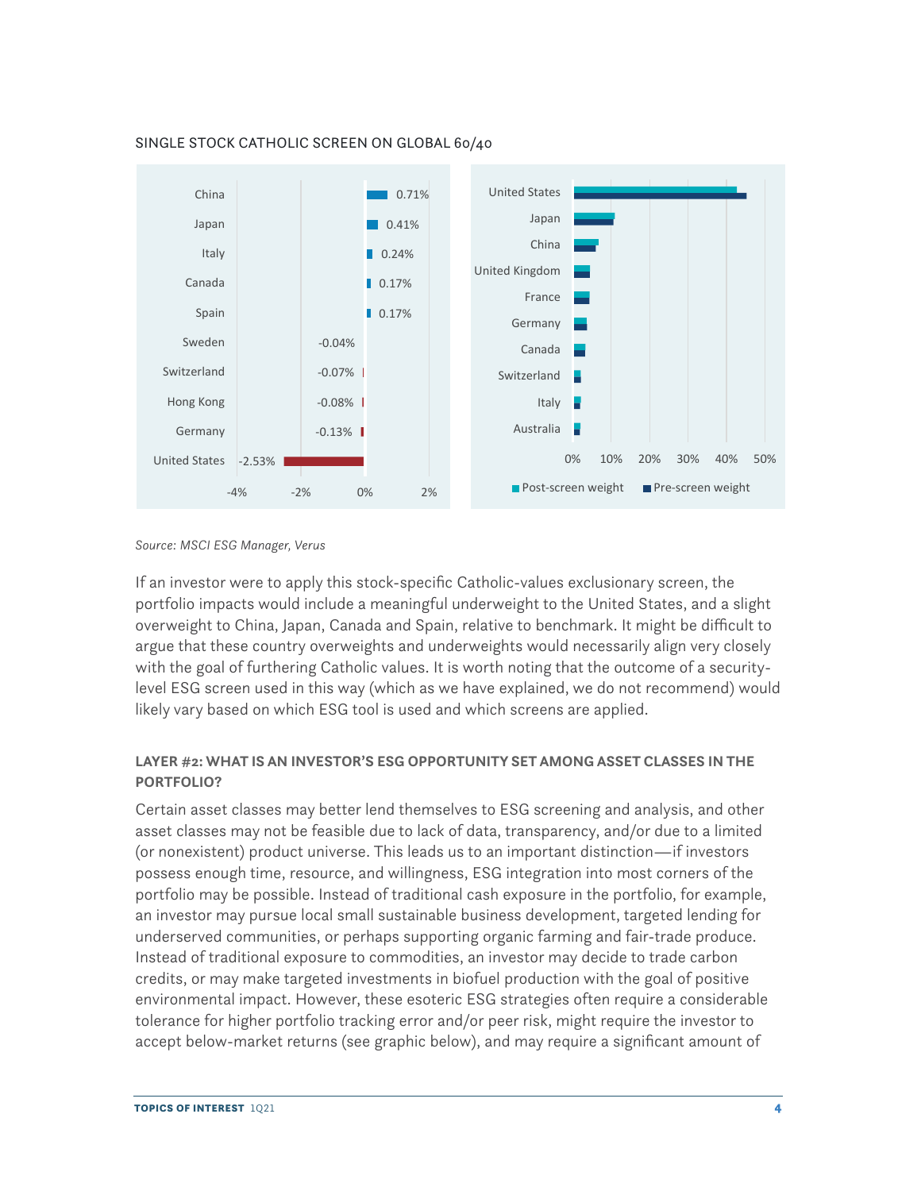SINGLE STOCK CATHOLIC SCREEN ON GLOBAL 60/40

China
Japan
Italy
Canada
Spain
Sweden
Switzerland
Hong Kong
Germany
United States

0.71%
0.41%
0.24%
0.17%
0.17%
-0.04%
-0.07%
-0.08%
-0.13%
-2.53%

-4%
-2%
0%
2%

United States
Japan
China
United Kingdom
France
Germany
Canada
Switzerland
Italy
Australia

0%
10%
20%
30%
40%
50%

Post-screen weight
Pre-screen weight

*Source: MSCI ESG Manager, Verus*

If an investor were to apply this stock-specific Catholic-values exclusionary screen, the portfolio impacts would include a meaningful underweight to the United States, and a slight overweight to China, Japan, Canada and Spain, relative to benchmark. It might be difficult to argue that these country overweights and underweights would necessarily align very closely with the goal of furthering Catholic values. It is worth noting that the outcome of a security-level ESG screen used in this way (which as we have explained, we do not recommend) would likely vary based on which ESG tool is used and which screens are applied.

#### LAYER #2: WHAT IS AN INVESTOR'S ESG OPPORTUNITY SET AMONG ASSET CLASSES IN THE PORTFOLIO?

Certain asset classes may better lend themselves to ESG screening and analysis, and other asset classes may not be feasible due to lack of data, transparency, and/or due to a limited (or nonexistent) product universe. This leads us to an important distinction—if investors possess enough time, resource, and willingness, ESG integration into most corners of the portfolio may be possible. Instead of traditional cash exposure in the portfolio, for example, an investor may pursue local small sustainable business development, targeted lending for underserved communities, or perhaps supporting organic farming and fair-trade produce. Instead of traditional exposure to commodities, an investor may decide to trade carbon credits, or may make targeted investments in biofuel production with the goal of positive environmental impact. However, these esoteric ESG strategies often require a considerable tolerance for higher portfolio tracking error and/or peer risk, might require the investor to accept below-market returns (see graphic below), and may require a significant amount of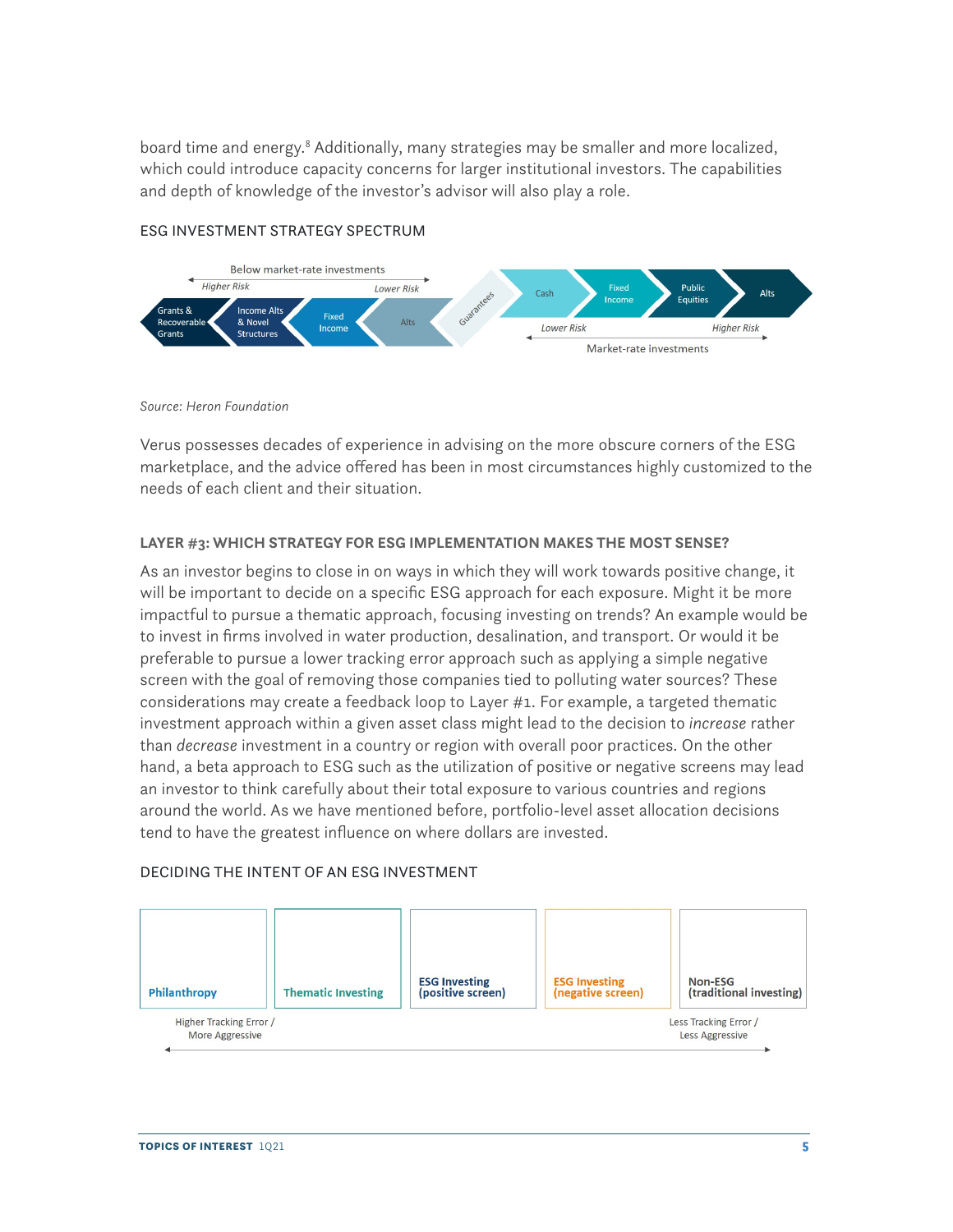board time and energy.[8] Additionally, many strategies may be smaller and more localized, which could introduce capacity concerns for larger institutional investors. The capabilities and depth of knowledge of the investor's advisor will also play a role.

ESG INVESTMENT STRATEGY SPECTRUM

Below market-rate investments

Higher Risk

Lower Risk

Grants & Recoverable Grants

Income Alts & Novel Structures

Fixed Income

Alts

Guarantees

Cash

Fixed Income

Public Equities

Alts

Lower Risk

Higher Risk

Market-rate investments

*Source: Heron Foundation*

Verus possesses decades of experience in advising on the more obscure corners of the ESG marketplace, and the advice offered has been in most circumstances highly customized to the needs of each client and their situation.

#### LAYER #3: WHICH STRATEGY FOR ESG IMPLEMENTATION MAKES THE MOST SENSE?

As an investor begins to close in on ways in which they will work towards positive change, it will be important to decide on a specific ESG approach for each exposure. Might it be more impactful to pursue a thematic approach, focusing investing on trends? An example would be to invest in firms involved in water production, desalination, and transport. Or would it be preferable to pursue a lower tracking error approach such as applying a simple negative screen with the goal of removing those companies tied to polluting water sources? These considerations may create a feedback loop to Layer #1. For example, a targeted thematic investment approach within a given asset class might lead to the decision to *increase* rather than *decrease* investment in a country or region with overall poor practices. On the other hand, a beta approach to ESG such as the utilization of positive or negative screens may lead an investor to think carefully about their total exposure to various countries and regions around the world. As we have mentioned before, portfolio-level asset allocation decisions tend to have the greatest influence on where dollars are invested.

DECIDING THE INTENT OF AN ESG INVESTMENT

Philanthropy

Thematic Investing

ESG Investing (positive screen)

ESG Investing (negative screen)

Non-ESG (traditional investing)

Higher Tracking Error / More Aggressive

Less Tracking Error / Less Aggressive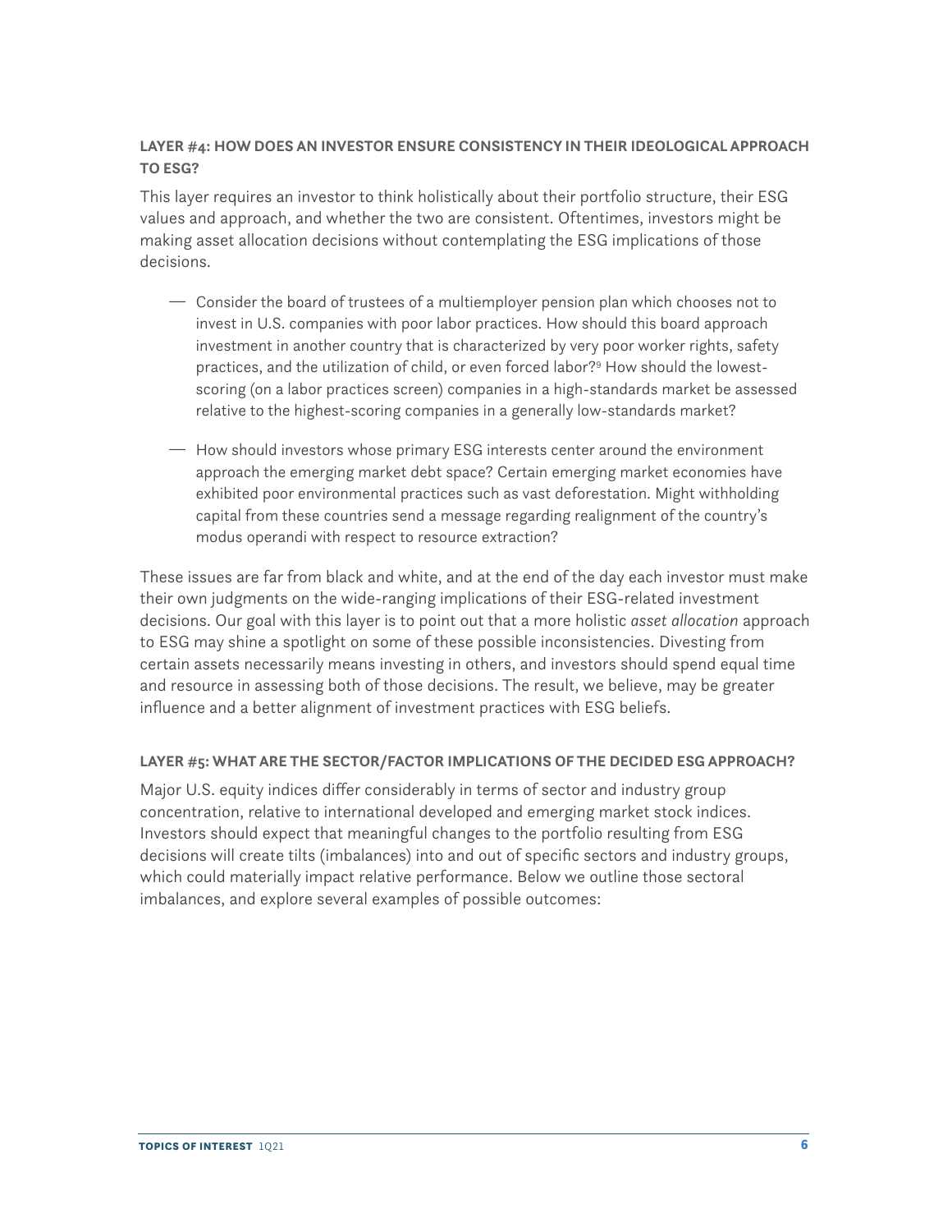**LAYER #4: HOW DOES AN INVESTOR ENSURE CONSISTENCY IN THEIR IDEOLOGICAL APPROACH TO ESG?**

This layer requires an investor to think holistically about their portfolio structure, their ESG values and approach, and whether the two are consistent. Oftentimes, investors might be making asset allocation decisions without contemplating the ESG implications of those decisions.

- Consider the board of trustees of a multiemployer pension plan which chooses not to invest in U.S. companies with poor labor practices. How should this board approach investment in another country that is characterized by very poor worker rights, safety practices, and the utilization of child, or even forced labor?[9] How should the lowest-scoring (on a labor practices screen) companies in a high-standards market be assessed relative to the highest-scoring companies in a generally low-standards market?

- How should investors whose primary ESG interests center around the environment approach the emerging market debt space? Certain emerging market economies have exhibited poor environmental practices such as vast deforestation. Might withholding capital from these countries send a message regarding realignment of the country's modus operandi with respect to resource extraction?

These issues are far from black and white, and at the end of the day each investor must make their own judgments on the wide-ranging implications of their ESG-related investment decisions. Our goal with this layer is to point out that a more holistic *asset allocation* approach to ESG may shine a spotlight on some of these possible inconsistencies. Divesting from certain assets necessarily means investing in others, and investors should spend equal time and resource in assessing both of those decisions. The result, we believe, may be greater influence and a better alignment of investment practices with ESG beliefs.

**LAYER #5: WHAT ARE THE SECTOR/FACTOR IMPLICATIONS OF THE DECIDED ESG APPROACH?**

Major U.S. equity indices differ considerably in terms of sector and industry group concentration, relative to international developed and emerging market stock indices. Investors should expect that meaningful changes to the portfolio resulting from ESG decisions will create tilts (imbalances) into and out of specific sectors and industry groups, which could materially impact relative performance. Below we outline those sectoral imbalances, and explore several examples of possible outcomes: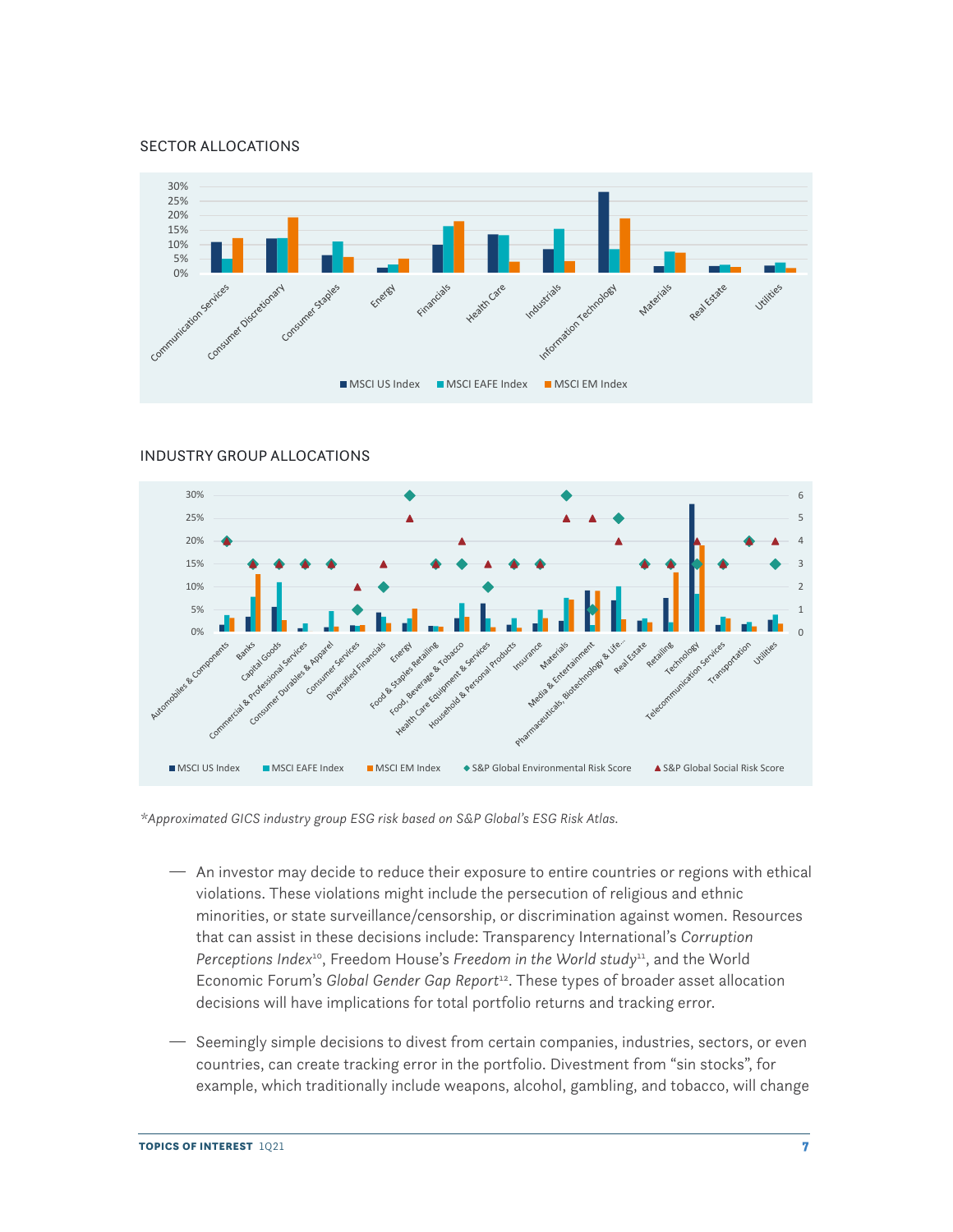SECTOR ALLOCATIONS

30%
25%
20%
15%
10%
5%
0%

Communication Services
Consumer Discretionary
Consumer Staples
Energy
Financials
Health Care
Industrials
Information Technology
Materials
Real Estate
Utilities

■ MSCI US Index ■ MSCI EAFE Index ■ MSCI EM Index

INDUSTRY GROUP ALLOCATIONS

30%
25%
20%
15%
10%
5%
0%

6
5
4
3
2
1
0

Automobiles & Components
Banks
Capital Goods
Commercial & Professional Services
Consumer Durables & Apparel
Consumer Services
Diversified Financials
Energy
Food & Staples Retailing
Food, Beverage & Tobacco
Health Care Equipment & Services
Household & Personal Products
Insurance
Materials
Media & Entertainment
Pharmaceuticals, Biotechnology & Life...
Real Estate
Retailing
Technology
Telecommunication Services
Transportation
Utilities

■ MSCI US Index ■ MSCI EAFE Index ■ MSCI EM Index ◆ S&P Global Environmental Risk Score ▲ S&P Global Social Risk Score

*Approximated GICS industry group ESG risk based on S&P Global's ESG Risk Atlas.*

- An investor may decide to reduce their exposure to entire countries or regions with ethical violations. These violations might include the persecution of religious and ethnic minorities, or state surveillance/censorship, or discrimination against women. Resources that can assist in these decisions include: Transparency International's *Corruption Perceptions Index*[10], Freedom House's *Freedom in the World study*[11], and the World Economic Forum's *Global Gender Gap Report*[12]. These types of broader asset allocation decisions will have implications for total portfolio returns and tracking error.

- Seemingly simple decisions to divest from certain companies, industries, sectors, or even countries, can create tracking error in the portfolio. Divestment from "sin stocks", for example, which traditionally include weapons, alcohol, gambling, and tobacco, will change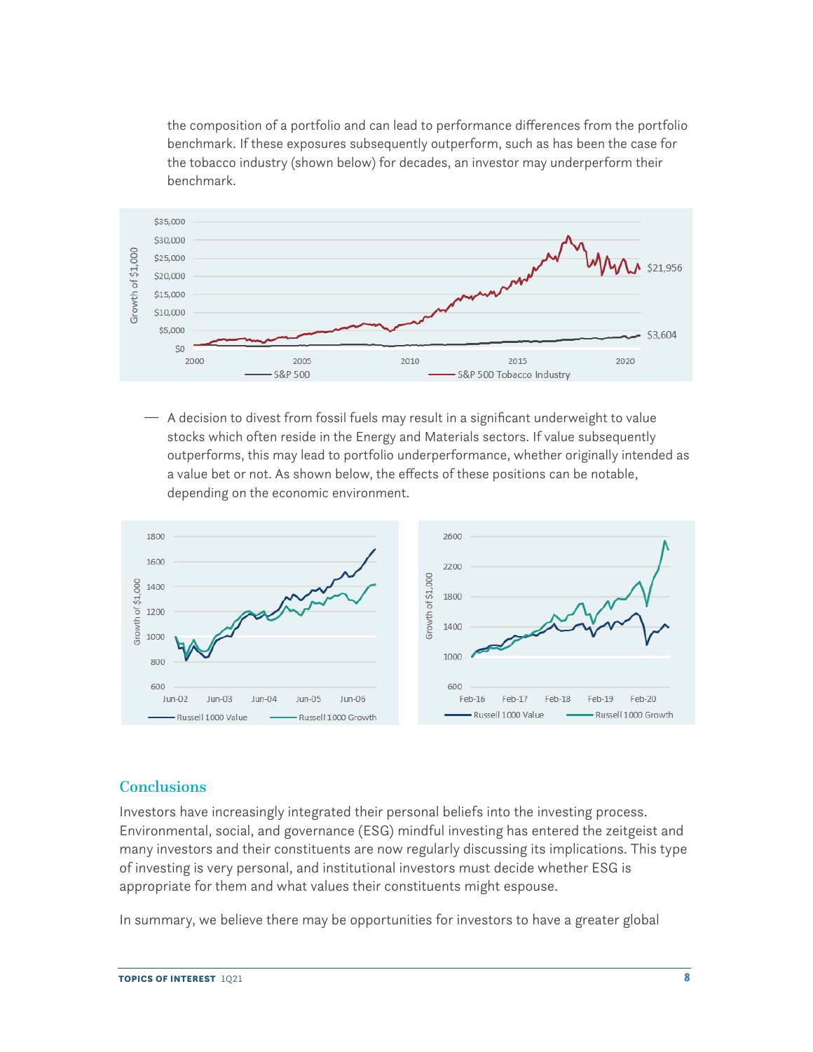the composition of a portfolio and can lead to performance differences from the portfolio benchmark. If these exposures subsequently outperform, such as has been the case for the tobacco industry (shown below) for decades, an investor may underperform their benchmark.

Growth of $1,000

$35,000
$30,000
$25,000
$20,000
$15,000
$10,000
$5,000
$0

2000 2005 2010 2015 2020

$21,956
$3,604

S&P 500
S&P 500 Tobacco Industry

— A decision to divest from fossil fuels may result in a significant underweight to value stocks which often reside in the Energy and Materials sectors. If value subsequently outperforms, this may lead to portfolio underperformance, whether originally intended as a value bet or not. As shown below, the effects of these positions can be notable, depending on the economic environment.

Growth of $1,000

1800
1600
1400
1200
1000
800
600

Jun-02 Jun-03 Jun-04 Jun-05 Jun-06

Russell 1000 Value
Russell 1000 Growth

Growth of $1,000

2600
2200
1800
1400
1000
600

Feb-16 Feb-17 Feb-18 Feb-19 Feb-20

Russell 1000 Value
Russell 1000 Growth

## Conclusions

Investors have increasingly integrated their personal beliefs into the investing process. Environmental, social, and governance (ESG) mindful investing has entered the zeitgeist and many investors and their constituents are now regularly discussing its implications. This type of investing is very personal, and institutional investors must decide whether ESG is appropriate for them and what values their constituents might espouse.

In summary, we believe there may be opportunities for investors to have a greater global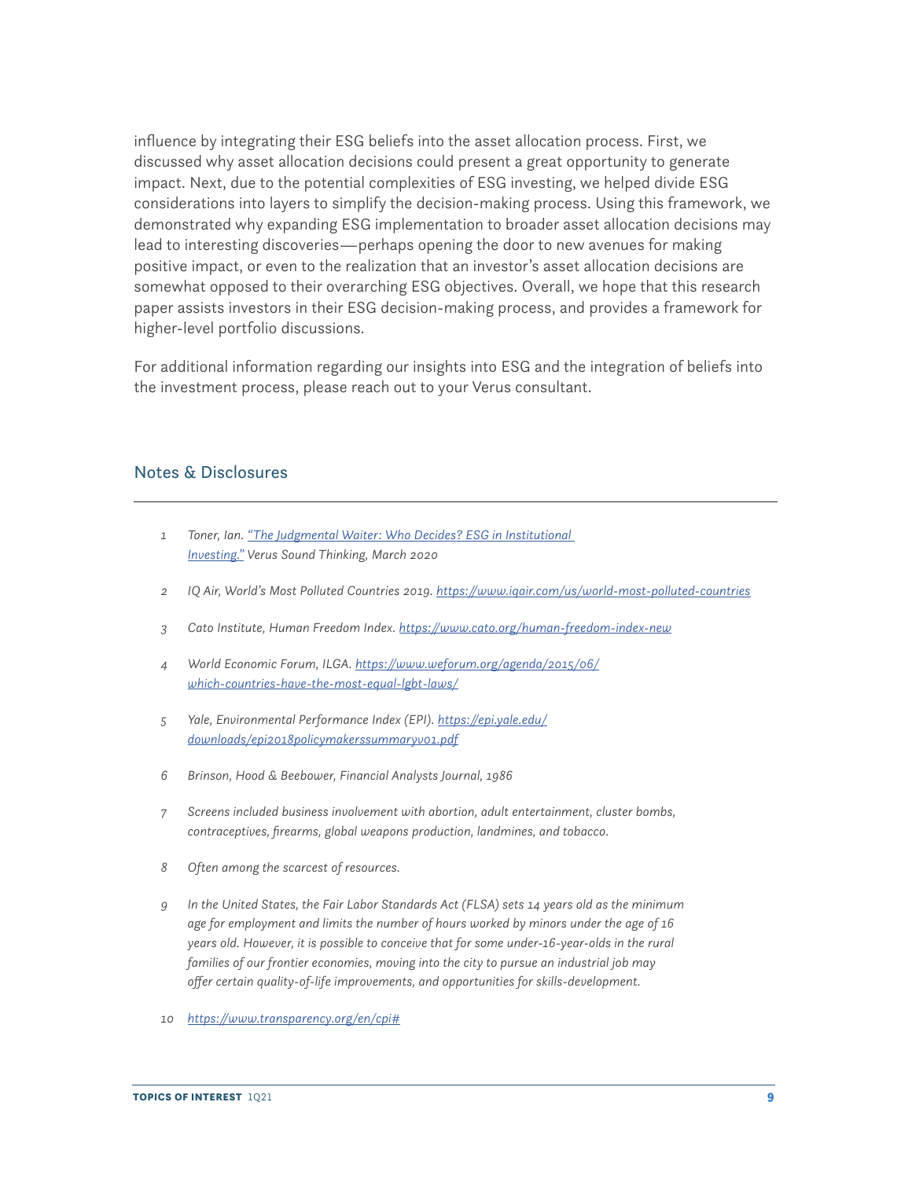influence by integrating their ESG beliefs into the asset allocation process. First, we discussed why asset allocation decisions could present a great opportunity to generate impact. Next, due to the potential complexities of ESG investing, we helped divide ESG considerations into layers to simplify the decision-making process. Using this framework, we demonstrated why expanding ESG implementation to broader asset allocation decisions may lead to interesting discoveries—perhaps opening the door to new avenues for making positive impact, or even to the realization that an investor's asset allocation decisions are somewhat opposed to their overarching ESG objectives. Overall, we hope that this research paper assists investors in their ESG decision-making process, and provides a framework for higher-level portfolio discussions.

For additional information regarding our insights into ESG and the integration of beliefs into the investment process, please reach out to your Verus consultant.

## Notes & Disclosures

1 *Toner, Ian. "The Judgmental Waiter: Who Decides? ESG in Institutional Investing." Verus Sound Thinking, March 2020*

2 *IQ Air, World's Most Polluted Countries 2019. https://www.iqair.com/us/world-most-polluted-countries*

3 *Cato Institute, Human Freedom Index. https://www.cato.org/human-freedom-index-new*

4 *World Economic Forum, ILGA. https://www.weforum.org/agenda/2015/06/which-countries-have-the-most-equal-lgbt-laws/*

5 *Yale, Environmental Performance Index (EPI). https://epi.yale.edu/downloads/epi2018policymakerssummaryv01.pdf*

6 *Brinson, Hood & Beebower, Financial Analysts Journal, 1986*

7 *Screens included business involvement with abortion, adult entertainment, cluster bombs, contraceptives, firearms, global weapons production, landmines, and tobacco.*

8 *Often among the scarcest of resources.*

9 *In the United States, the Fair Labor Standards Act (FLSA) sets 14 years old as the minimum age for employment and limits the number of hours worked by minors under the age of 16 years old. However, it is possible to conceive that for some under-16-year-olds in the rural families of our frontier economies, moving into the city to pursue an industrial job may offer certain quality-of-life improvements, and opportunities for skills-development.*

10 *https://www.transparency.org/en/cpi#*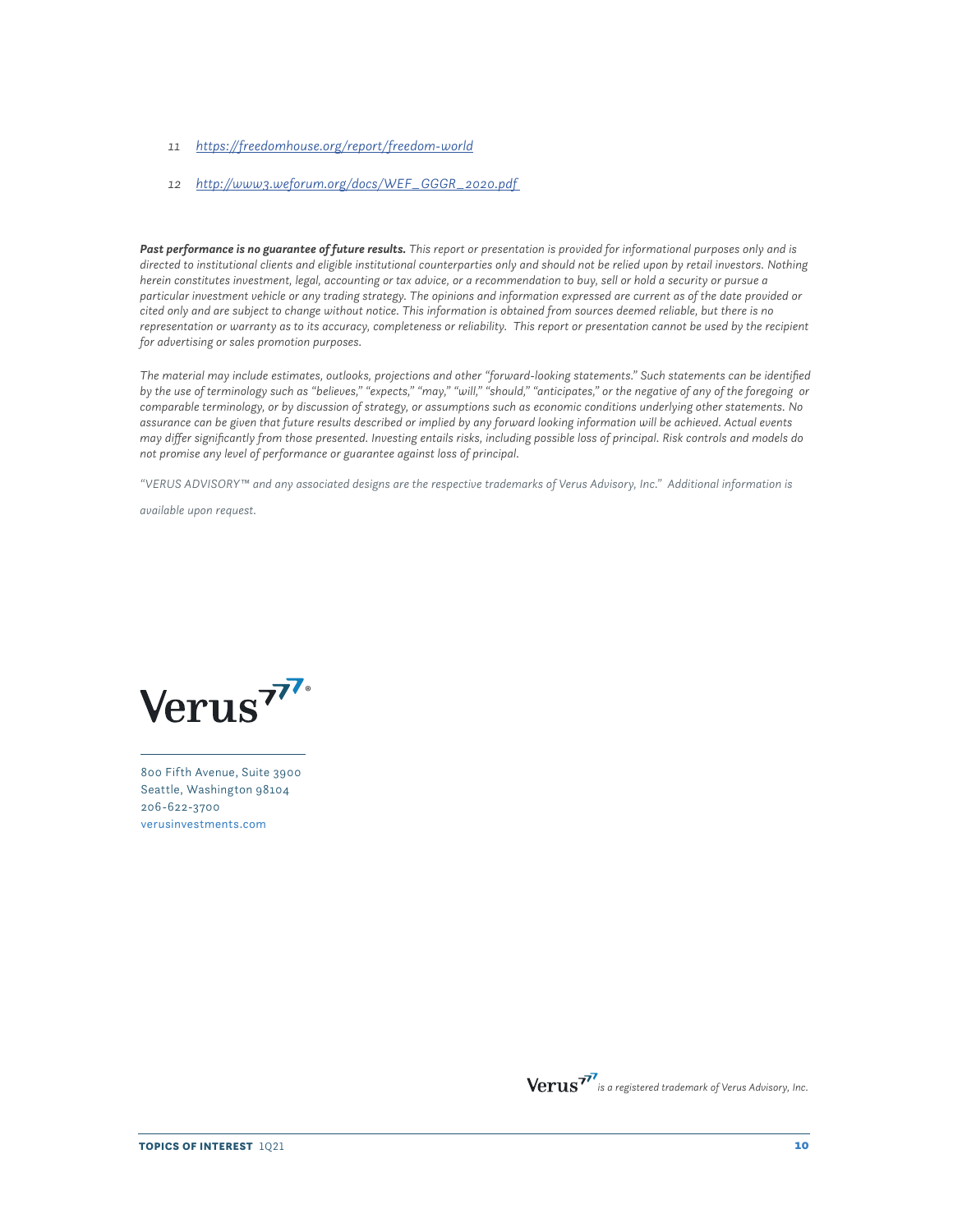11 https://freedomhouse.org/report/freedom-world

12 http://www3.weforum.org/docs/WEF_GGGR_2020.pdf

***Past performance is no guarantee of future results.*** *This report or presentation is provided for informational purposes only and is directed to institutional clients and eligible institutional counterparties only and should not be relied upon by retail investors. Nothing herein constitutes investment, legal, accounting or tax advice, or a recommendation to buy, sell or hold a security or pursue a particular investment vehicle or any trading strategy. The opinions and information expressed are current as of the date provided or cited only and are subject to change without notice. This information is obtained from sources deemed reliable, but there is no representation or warranty as to its accuracy, completeness or reliability. This report or presentation cannot be used by the recipient for advertising or sales promotion purposes.*

*The material may include estimates, outlooks, projections and other "forward-looking statements." Such statements can be identified by the use of terminology such as "believes," "expects," "may," "will," "should," "anticipates," or the negative of any of the foregoing or comparable terminology, or by discussion of strategy, or assumptions such as economic conditions underlying other statements. No assurance can be given that future results described or implied by any forward looking information will be achieved. Actual events may differ significantly from those presented. Investing entails risks, including possible loss of principal. Risk controls and models do not promise any level of performance or guarantee against loss of principal.*

*"VERUS ADVISORY™ and any associated designs are the respective trademarks of Verus Advisory, Inc." Additional information is available upon request.*

Verus

800 Fifth Avenue, Suite 3900
Seattle, Washington 98104
206-622-3700
verusinvestments.com

Verus *is a registered trademark of Verus Advisory, Inc.*